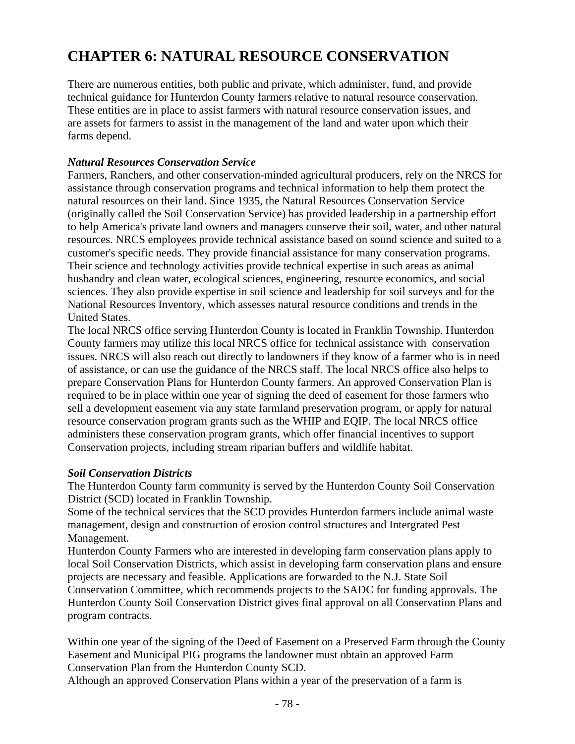# CHAPTER 6: NATURAL RESOURCE CONSERVATION

There are numerous entities, both public and private, which administer, fund, and provide technical guidance for Hunterdon County farmers relative to natural resource conservation. These entities are in place to assist farmers with natural resource conservation issues, and are assets for farmers to assist in the management of the land and water upon which their farms depend.

***Natural Resources Conservation Service***

Farmers, Ranchers, and other conservation-minded agricultural producers, rely on the NRCS for assistance through conservation programs and technical information to help them protect the natural resources on their land. Since 1935, the Natural Resources Conservation Service (originally called the Soil Conservation Service) has provided leadership in a partnership effort to help America's private land owners and managers conserve their soil, water, and other natural resources. NRCS employees provide technical assistance based on sound science and suited to a customer's specific needs. They provide financial assistance for many conservation programs. Their science and technology activities provide technical expertise in such areas as animal husbandry and clean water, ecological sciences, engineering, resource economics, and social sciences. They also provide expertise in soil science and leadership for soil surveys and for the National Resources Inventory, which assesses natural resource conditions and trends in the United States.

The local NRCS office serving Hunterdon County is located in Franklin Township. Hunterdon County farmers may utilize this local NRCS office for technical assistance with conservation issues. NRCS will also reach out directly to landowners if they know of a farmer who is in need of assistance, or can use the guidance of the NRCS staff. The local NRCS office also helps to prepare Conservation Plans for Hunterdon County farmers. An approved Conservation Plan is required to be in place within one year of signing the deed of easement for those farmers who sell a development easement via any state farmland preservation program, or apply for natural resource conservation program grants such as the WHIP and EQIP. The local NRCS office administers these conservation program grants, which offer financial incentives to support Conservation projects, including stream riparian buffers and wildlife habitat.

***Soil Conservation Districts***

The Hunterdon County farm community is served by the Hunterdon County Soil Conservation District (SCD) located in Franklin Township.

Some of the technical services that the SCD provides Hunterdon farmers include animal waste management, design and construction of erosion control structures and Intergrated Pest Management.

Hunterdon County Farmers who are interested in developing farm conservation plans apply to local Soil Conservation Districts, which assist in developing farm conservation plans and ensure projects are necessary and feasible. Applications are forwarded to the N.J. State Soil Conservation Committee, which recommends projects to the SADC for funding approvals. The Hunterdon County Soil Conservation District gives final approval on all Conservation Plans and program contracts.

Within one year of the signing of the Deed of Easement on a Preserved Farm through the County Easement and Municipal PIG programs the landowner must obtain an approved Farm Conservation Plan from the Hunterdon County SCD.

Although an approved Conservation Plans within a year of the preservation of a farm is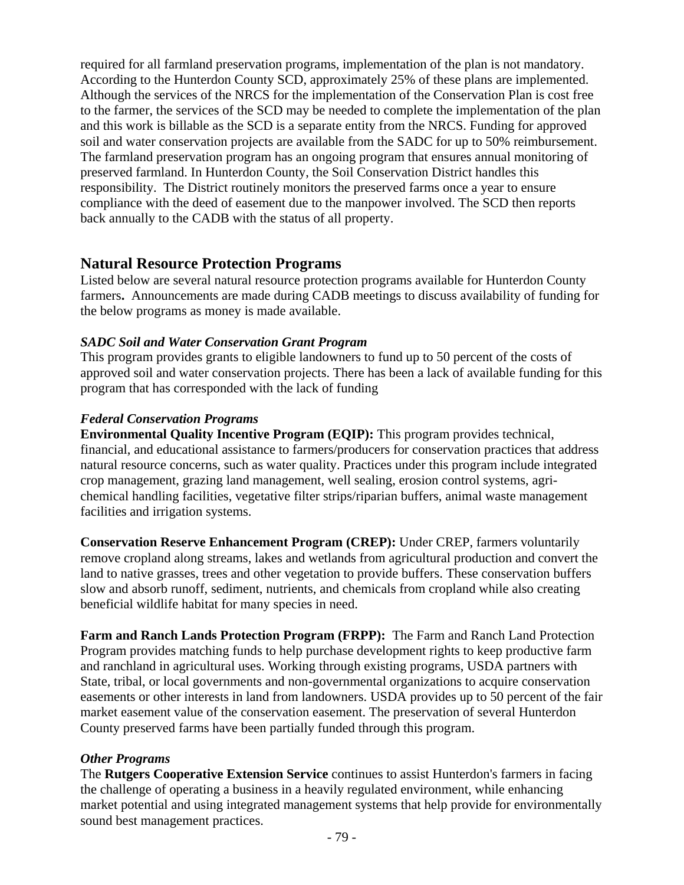required for all farmland preservation programs, implementation of the plan is not mandatory. According to the Hunterdon County SCD, approximately 25% of these plans are implemented. Although the services of the NRCS for the implementation of the Conservation Plan is cost free to the farmer, the services of the SCD may be needed to complete the implementation of the plan and this work is billable as the SCD is a separate entity from the NRCS. Funding for approved soil and water conservation projects are available from the SADC for up to 50% reimbursement. The farmland preservation program has an ongoing program that ensures annual monitoring of preserved farmland. In Hunterdon County, the Soil Conservation District handles this responsibility. The District routinely monitors the preserved farms once a year to ensure compliance with the deed of easement due to the manpower involved. The SCD then reports back annually to the CADB with the status of all property.

## Natural Resource Protection Programs

Listed below are several natural resource protection programs available for Hunterdon County farmers**.** Announcements are made during CADB meetings to discuss availability of funding for the below programs as money is made available.

### *SADC Soil and Water Conservation Grant Program*

This program provides grants to eligible landowners to fund up to 50 percent of the costs of approved soil and water conservation projects. There has been a lack of available funding for this program that has corresponded with the lack of funding

### *Federal Conservation Programs*

**Environmental Quality Incentive Program (EQIP):** This program provides technical, financial, and educational assistance to farmers/producers for conservation practices that address natural resource concerns, such as water quality. Practices under this program include integrated crop management, grazing land management, well sealing, erosion control systems, agri-chemical handling facilities, vegetative filter strips/riparian buffers, animal waste management facilities and irrigation systems.

**Conservation Reserve Enhancement Program (CREP):** Under CREP, farmers voluntarily remove cropland along streams, lakes and wetlands from agricultural production and convert the land to native grasses, trees and other vegetation to provide buffers. These conservation buffers slow and absorb runoff, sediment, nutrients, and chemicals from cropland while also creating beneficial wildlife habitat for many species in need.

**Farm and Ranch Lands Protection Program (FRPP):** The Farm and Ranch Land Protection Program provides matching funds to help purchase development rights to keep productive farm and ranchland in agricultural uses. Working through existing programs, USDA partners with State, tribal, or local governments and non-governmental organizations to acquire conservation easements or other interests in land from landowners. USDA provides up to 50 percent of the fair market easement value of the conservation easement. The preservation of several Hunterdon County preserved farms have been partially funded through this program.

### *Other Programs*

The **Rutgers Cooperative Extension Service** continues to assist Hunterdon's farmers in facing the challenge of operating a business in a heavily regulated environment, while enhancing market potential and using integrated management systems that help provide for environmentally sound best management practices.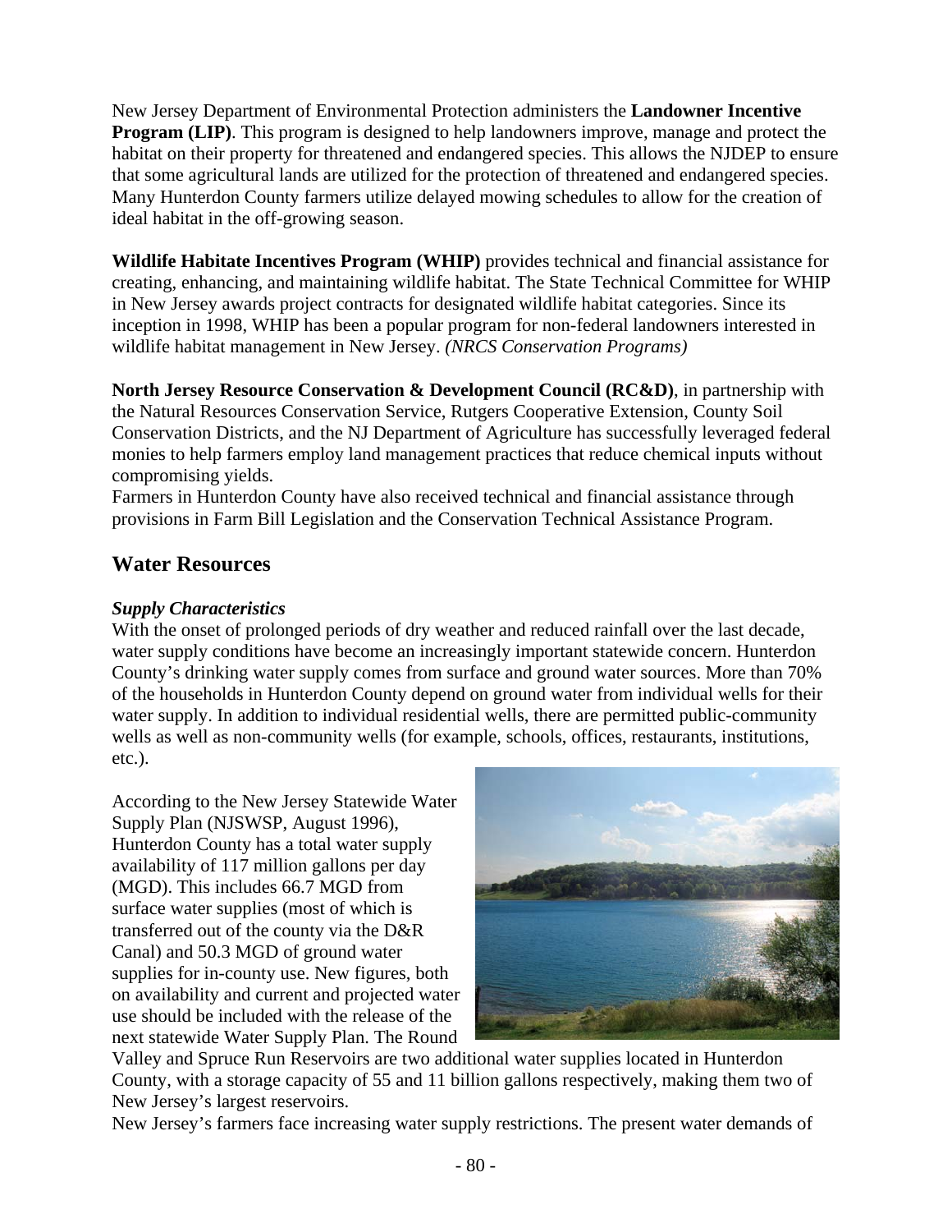New Jersey Department of Environmental Protection administers the **Landowner Incentive Program (LIP)**. This program is designed to help landowners improve, manage and protect the habitat on their property for threatened and endangered species. This allows the NJDEP to ensure that some agricultural lands are utilized for the protection of threatened and endangered species. Many Hunterdon County farmers utilize delayed mowing schedules to allow for the creation of ideal habitat in the off-growing season.

**Wildlife Habitate Incentives Program (WHIP)** provides technical and financial assistance for creating, enhancing, and maintaining wildlife habitat. The State Technical Committee for WHIP in New Jersey awards project contracts for designated wildlife habitat categories. Since its inception in 1998, WHIP has been a popular program for non-federal landowners interested in wildlife habitat management in New Jersey. *(NRCS Conservation Programs)*

**North Jersey Resource Conservation & Development Council (RC&D)**, in partnership with the Natural Resources Conservation Service, Rutgers Cooperative Extension, County Soil Conservation Districts, and the NJ Department of Agriculture has successfully leveraged federal monies to help farmers employ land management practices that reduce chemical inputs without compromising yields.

Farmers in Hunterdon County have also received technical and financial assistance through provisions in Farm Bill Legislation and the Conservation Technical Assistance Program.

## Water Resources

### *Supply Characteristics*

With the onset of prolonged periods of dry weather and reduced rainfall over the last decade, water supply conditions have become an increasingly important statewide concern. Hunterdon County's drinking water supply comes from surface and ground water sources. More than 70% of the households in Hunterdon County depend on ground water from individual wells for their water supply. In addition to individual residential wells, there are permitted public-community wells as well as non-community wells (for example, schools, offices, restaurants, institutions, etc.).

According to the New Jersey Statewide Water Supply Plan (NJSWSP, August 1996), Hunterdon County has a total water supply availability of 117 million gallons per day (MGD). This includes 66.7 MGD from surface water supplies (most of which is transferred out of the county via the D&R Canal) and 50.3 MGD of ground water supplies for in-county use. New figures, both on availability and current and projected water use should be included with the release of the next statewide Water Supply Plan. The Round Valley and Spruce Run Reservoirs are two additional water supplies located in Hunterdon County, with a storage capacity of 55 and 11 billion gallons respectively, making them two of New Jersey's largest reservoirs.

New Jersey's farmers face increasing water supply restrictions. The present water demands of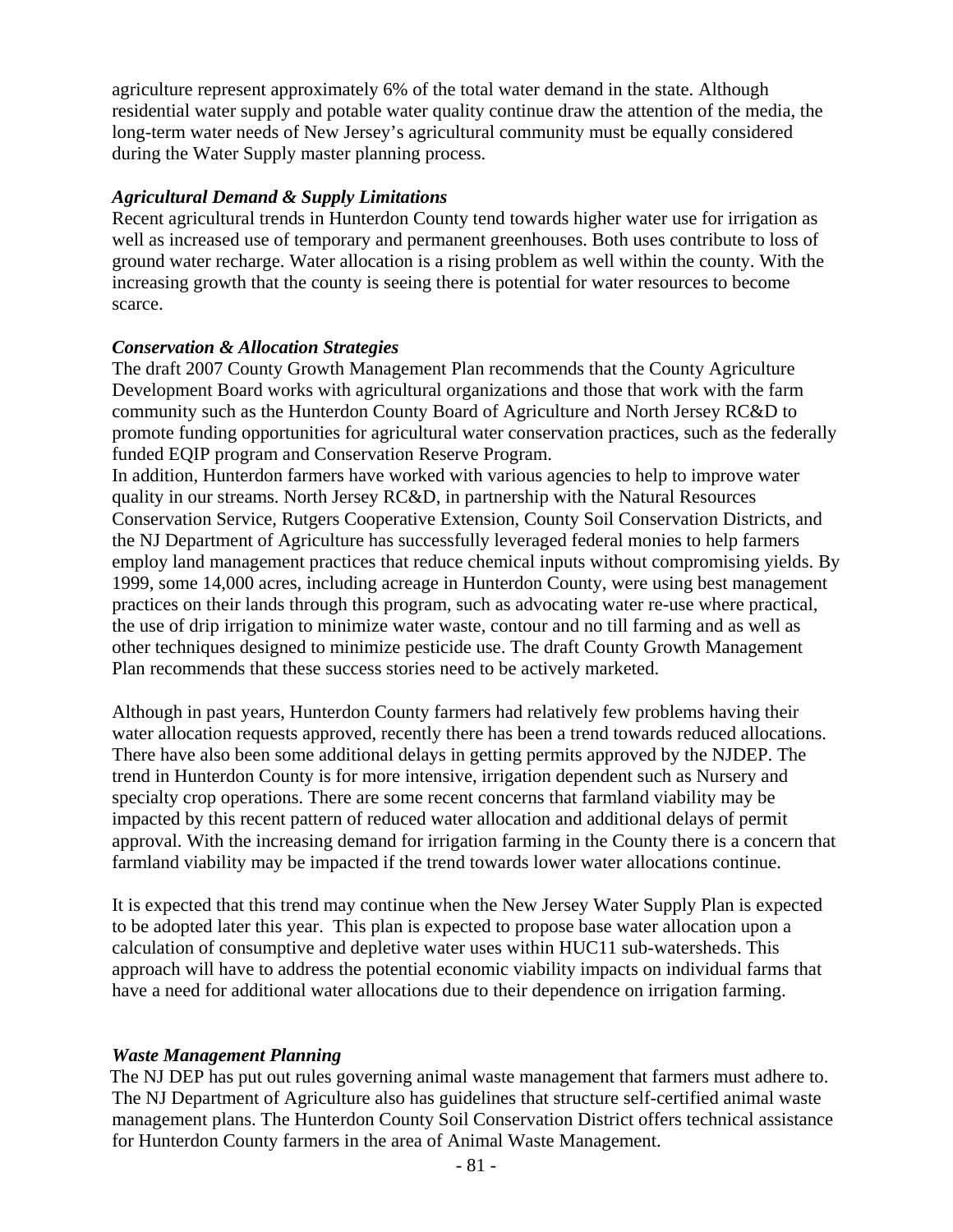agriculture represent approximately 6% of the total water demand in the state. Although residential water supply and potable water quality continue draw the attention of the media, the long-term water needs of New Jersey's agricultural community must be equally considered during the Water Supply master planning process.

***Agricultural Demand & Supply Limitations***

Recent agricultural trends in Hunterdon County tend towards higher water use for irrigation as well as increased use of temporary and permanent greenhouses. Both uses contribute to loss of ground water recharge. Water allocation is a rising problem as well within the county. With the increasing growth that the county is seeing there is potential for water resources to become scarce.

***Conservation & Allocation Strategies***

The draft 2007 County Growth Management Plan recommends that the County Agriculture Development Board works with agricultural organizations and those that work with the farm community such as the Hunterdon County Board of Agriculture and North Jersey RC&D to promote funding opportunities for agricultural water conservation practices, such as the federally funded EQIP program and Conservation Reserve Program.

In addition, Hunterdon farmers have worked with various agencies to help to improve water quality in our streams. North Jersey RC&D, in partnership with the Natural Resources Conservation Service, Rutgers Cooperative Extension, County Soil Conservation Districts, and the NJ Department of Agriculture has successfully leveraged federal monies to help farmers employ land management practices that reduce chemical inputs without compromising yields. By 1999, some 14,000 acres, including acreage in Hunterdon County, were using best management practices on their lands through this program, such as advocating water re-use where practical, the use of drip irrigation to minimize water waste, contour and no till farming and as well as other techniques designed to minimize pesticide use. The draft County Growth Management Plan recommends that these success stories need to be actively marketed.

Although in past years, Hunterdon County farmers had relatively few problems having their water allocation requests approved, recently there has been a trend towards reduced allocations. There have also been some additional delays in getting permits approved by the NJDEP. The trend in Hunterdon County is for more intensive, irrigation dependent such as Nursery and specialty crop operations. There are some recent concerns that farmland viability may be impacted by this recent pattern of reduced water allocation and additional delays of permit approval. With the increasing demand for irrigation farming in the County there is a concern that farmland viability may be impacted if the trend towards lower water allocations continue.

It is expected that this trend may continue when the New Jersey Water Supply Plan is expected to be adopted later this year. This plan is expected to propose base water allocation upon a calculation of consumptive and depletive water uses within HUC11 sub-watersheds. This approach will have to address the potential economic viability impacts on individual farms that have a need for additional water allocations due to their dependence on irrigation farming.

***Waste Management Planning***

The NJ DEP has put out rules governing animal waste management that farmers must adhere to. The NJ Department of Agriculture also has guidelines that structure self-certified animal waste management plans. The Hunterdon County Soil Conservation District offers technical assistance for Hunterdon County farmers in the area of Animal Waste Management.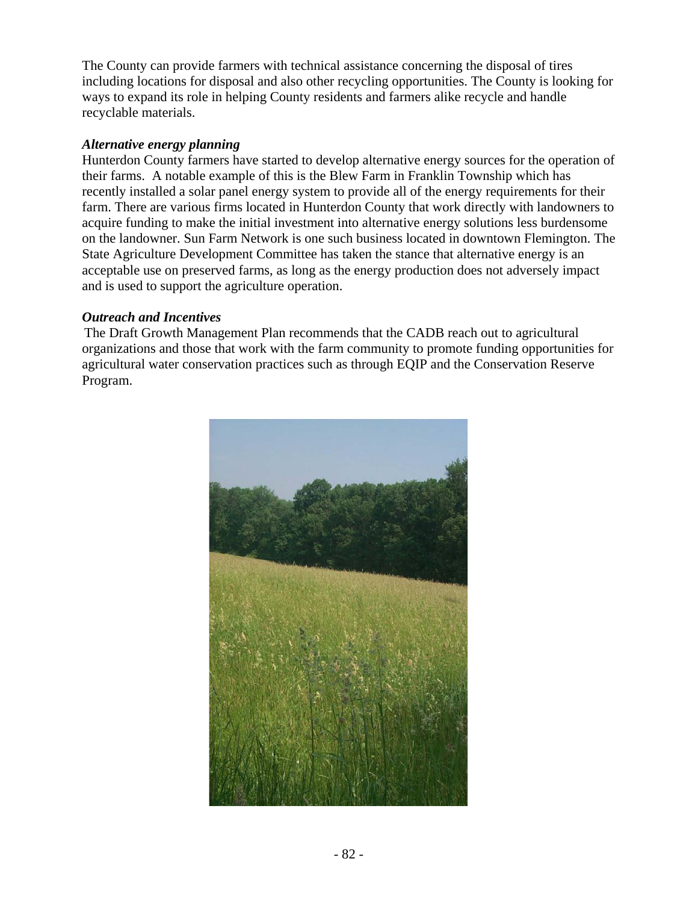The County can provide farmers with technical assistance concerning the disposal of tires including locations for disposal and also other recycling opportunities. The County is looking for ways to expand its role in helping County residents and farmers alike recycle and handle recyclable materials.

***Alternative energy planning***

Hunterdon County farmers have started to develop alternative energy sources for the operation of their farms. A notable example of this is the Blew Farm in Franklin Township which has recently installed a solar panel energy system to provide all of the energy requirements for their farm. There are various firms located in Hunterdon County that work directly with landowners to acquire funding to make the initial investment into alternative energy solutions less burdensome on the landowner. Sun Farm Network is one such business located in downtown Flemington. The State Agriculture Development Committee has taken the stance that alternative energy is an acceptable use on preserved farms, as long as the energy production does not adversely impact and is used to support the agriculture operation.

***Outreach and Incentives***

The Draft Growth Management Plan recommends that the CADB reach out to agricultural organizations and those that work with the farm community to promote funding opportunities for agricultural water conservation practices such as through EQIP and the Conservation Reserve Program.